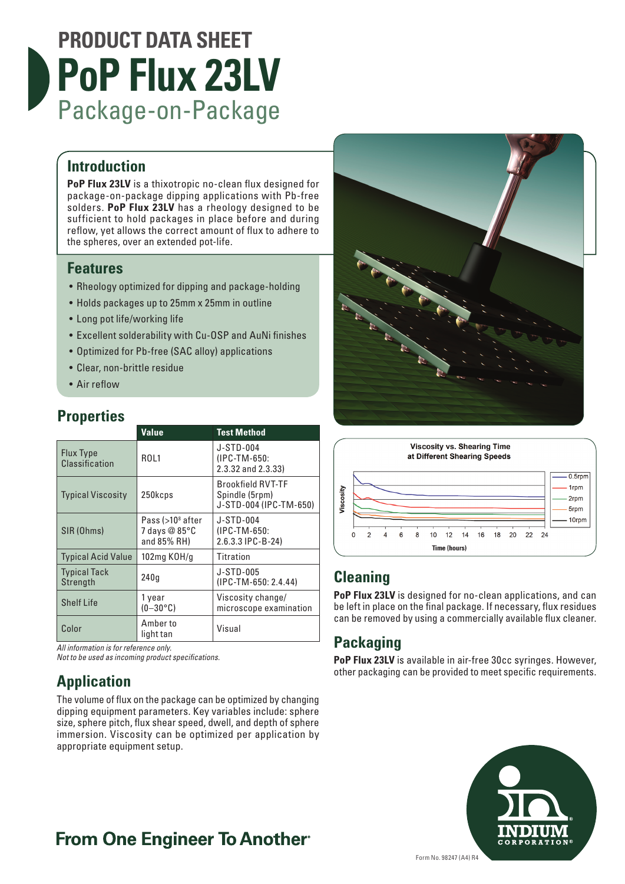PRODUCT DATA SHEET

# PoP Flux 23LV

Package-on-Package

## Introduction

**PoP Flux 23LV** is a thixotropic no-clean flux designed for package-on-package dipping applications with Pb-free solders. **PoP Flux 23LV** has a rheology designed to be sufficient to hold packages in place before and during reflow, yet allows the correct amount of flux to adhere to the spheres, over an extended pot-life.

## Features

- Rheology optimized for dipping and package-holding
- Holds packages up to 25mm x 25mm in outline
- Long pot life/working life
- Excellent solderability with Cu-OSP and AuNi finishes
- Optimized for Pb-free (SAC alloy) applications
- Clear, non-brittle residue
- Air reflow

## Properties

| | Value | Test Method |
|---|---|---|
| Flux Type Classification | ROL1 | J-STD-004 (IPC-TM-650: 2.3.32 and 2.3.33) |
| Typical Viscosity | 250kcps | Brookfield RVT-TF Spindle (5rpm) J-STD-004 (IPC-TM-650) |
| SIR (Ohms) | Pass (>$10^8$ after 7 days @ 85°C and 85% RH) | J-STD-004 (IPC-TM-650: 2.6.3.3 IPC-B-24) |
| Typical Acid Value | 102mg KOH/g | Titration |
| Typical Tack Strength | 240g | J-STD-005 (IPC-TM-650: 2.4.44) |
| Shelf Life | 1 year (0–30°C) | Viscosity change/ microscope examination |
| Color | Amber to light tan | Visual |

*All information is for reference only.*
*Not to be used as incoming product specifications.*

## Application

The volume of flux on the package can be optimized by changing dipping equipment parameters. Key variables include: sphere size, sphere pitch, flux shear speed, dwell, and depth of sphere immersion. Viscosity can be optimized per application by appropriate equipment setup.

Viscosity vs. Shearing Time at Different Shearing Speeds

## Cleaning

**PoP Flux 23LV** is designed for no-clean applications, and can be left in place on the final package. If necessary, flux residues can be removed by using a commercially available flux cleaner.

## Packaging

**PoP Flux 23LV** is available in air-free 30cc syringes. However, other packaging can be provided to meet specific requirements.

**From One Engineer To Another®**

Form No. 98247 (A4) R4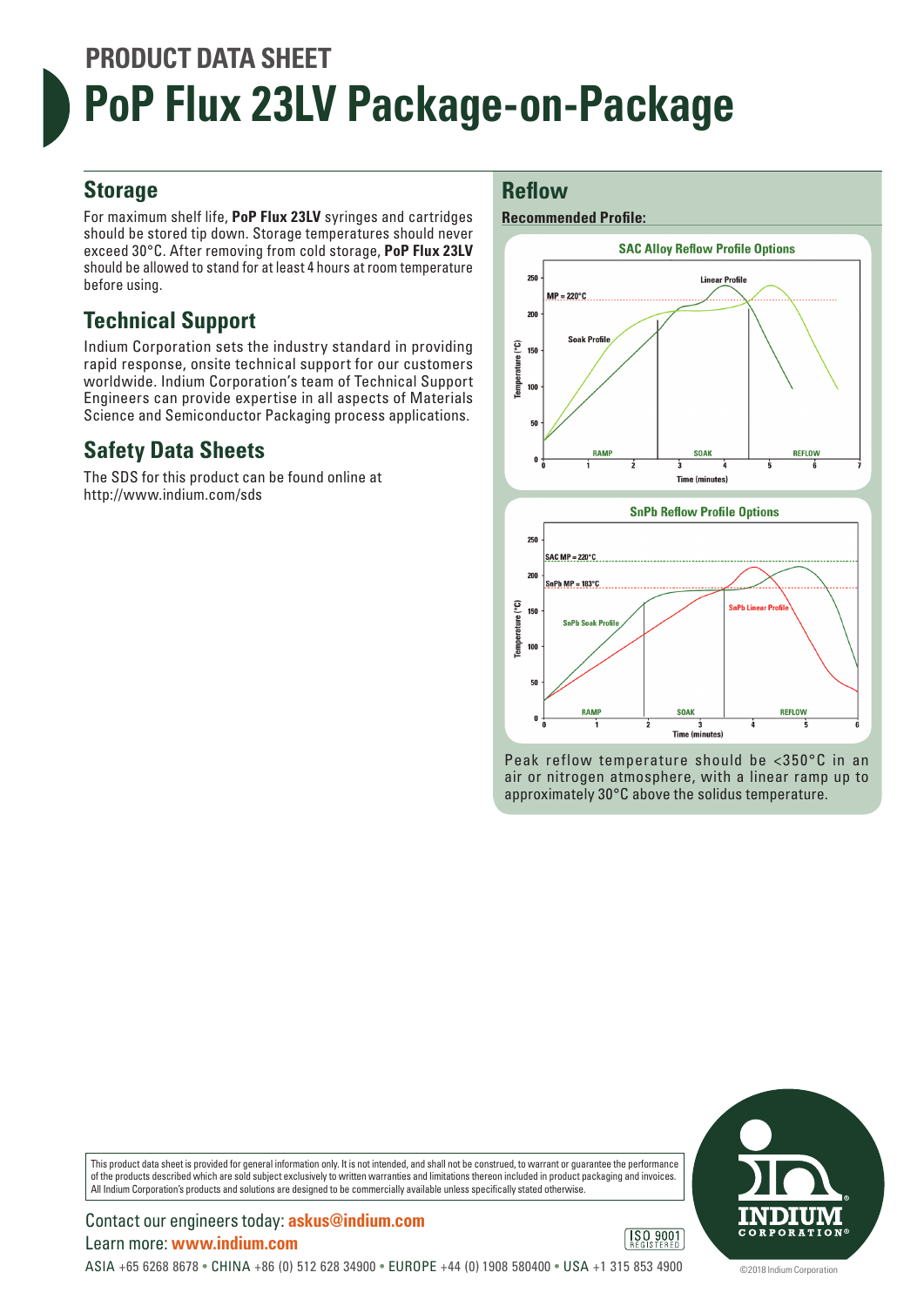# PRODUCT DATA SHEET

# PoP Flux 23LV Package-on-Package

## Storage

For maximum shelf life, **PoP Flux 23LV** syringes and cartridges should be stored tip down. Storage temperatures should never exceed 30°C. After removing from cold storage, **PoP Flux 23LV** should be allowed to stand for at least 4 hours at room temperature before using.

## Technical Support

Indium Corporation sets the industry standard in providing rapid response, onsite technical support for our customers worldwide. Indium Corporation's team of Technical Support Engineers can provide expertise in all aspects of Materials Science and Semiconductor Packaging process applications.

## Safety Data Sheets

The SDS for this product can be found online at http://www.indium.com/sds

## Reflow

**Recommended Profile:**

SAC Alloy Reflow Profile Options

Linear Profile
MP = 220°C
Soak Profile
250
200
150
100
50
0
Temperature (°C)
RAMP
SOAK
REFLOW
0 1 2 3 4 5 6 7
Time (minutes)

SnPb Reflow Profile Options

SAC MP = 220°C
SnPb MP = 183°C
SnPb Soak Profile
SnPb Linear Profile
250
200
150
100
50
0
Temperature (°C)
RAMP
SOAK
REFLOW
0 1 2 3 4 5 6
Time (minutes)

Peak reflow temperature should be <350°C in an air or nitrogen atmosphere, with a linear ramp up to approximately 30°C above the solidus temperature.

This product data sheet is provided for general information only. It is not intended, and shall not be construed, to warrant or guarantee the performance of the products described which are sold subject exclusively to written warranties and limitations thereon included in product packaging and invoices. All Indium Corporation's products and solutions are designed to be commercially available unless specifically stated otherwise.

Contact our engineers today: **askus@indium.com**

Learn more: **www.indium.com**

ISO 9001 REGISTERED

ASIA +65 6268 8678 • CHINA +86 (0) 512 628 34900 • EUROPE +44 (0) 1908 580400 • USA +1 315 853 4900

INDIUM CORPORATION®

©2018 Indium Corporation